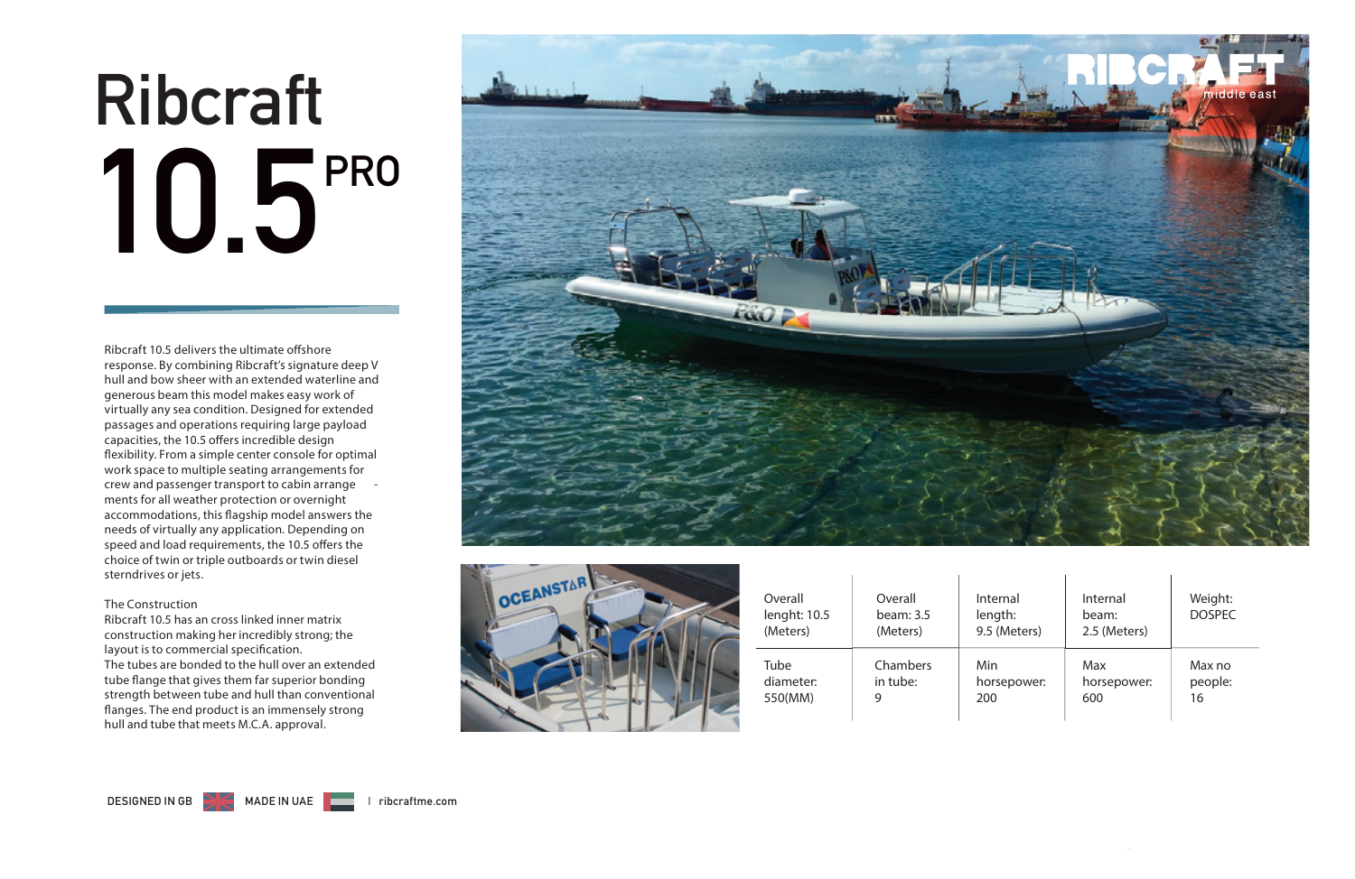# Ribcraft 10.5 PRO

Ribcraft 10.5 delivers the ultimate offshore response. By combining Ribcraft's signature deep V hull and bow sheer with an extended waterline and generous beam this model makes easy work of virtually any sea condition. Designed for extended passages and operations requiring large payload capacities, the 10.5 offers incredible design flexibility. From a simple center console for optimal work space to multiple seating arrangements for crew and passenger transport to cabin arrange - ments for all weather protection or overnight accommodations, this flagship model answers the needs of virtually any application. Depending on speed and load requirements, the 10.5 offers the choice of twin or triple outboards or twin diesel sterndrives or jets.

The Construction
Ribcraft 10.5 has an cross linked inner matrix construction making her incredibly strong; the layout is to commercial specification.
The tubes are bonded to the hull over an extended tube flange that gives them far superior bonding strength between tube and hull than conventional flanges. The end product is an immensely strong hull and tube that meets M.C.A. approval.

| Overall lenght: 10.5 (Meters) | Overall beam: 3.5 (Meters) | Internal length: 9.5 (Meters) | Internal beam: 2.5 (Meters) | Weight: DOSPEC |
|---|---|---|---|---|
| Tube diameter: 550(MM) | Chambers in tube: 9 | Min horsepower: 200 | Max horsepower: 600 | Max no people: 16 |

DESIGNED IN GB | MADE IN UAE | ribcraftme.com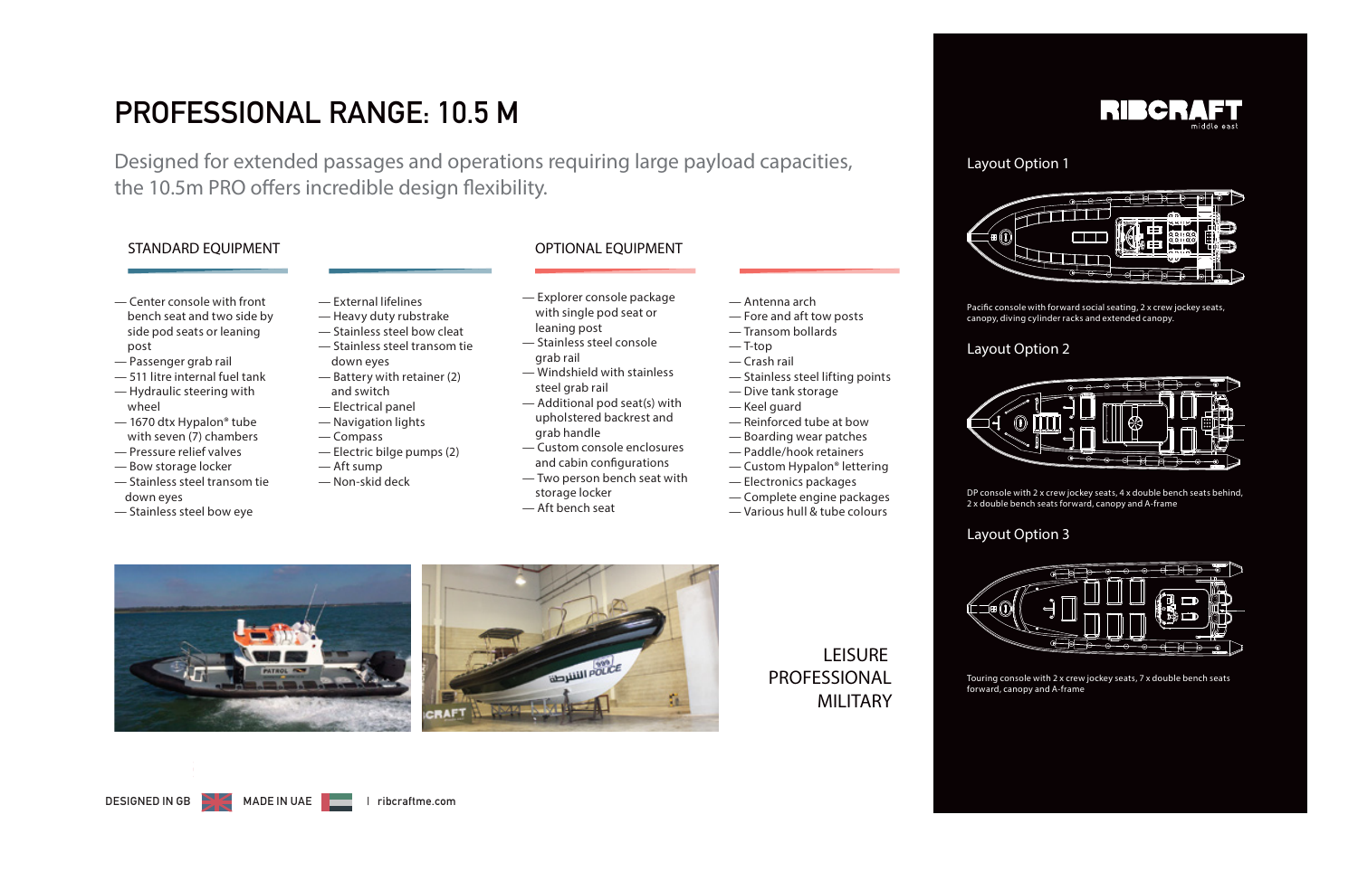# PROFESSIONAL RANGE: 10.5 M

Designed for extended passages and operations requiring large payload capacities, the 10.5m PRO offers incredible design flexibility.

## STANDARD EQUIPMENT

- Center console with front bench seat and two side by side pod seats or leaning post
- Passenger grab rail
- 511 litre internal fuel tank
- Hydraulic steering with wheel
- 1670 dtx Hypalon® tube with seven (7) chambers
- Pressure relief valves
- Bow storage locker
- Stainless steel transom tie down eyes
- Stainless steel bow eye
- External lifelines
- Heavy duty rubstrake
- Stainless steel bow cleat
- Stainless steel transom tie down eyes
- Battery with retainer (2) and switch
- Electrical panel
- Navigation lights
- Compass
- Electric bilge pumps (2)
- Aft sump
- Non-skid deck

## OPTIONAL EQUIPMENT

- Explorer console package with single pod seat or leaning post
- Stainless steel console grab rail
- Windshield with stainless steel grab rail
- Additional pod seat(s) with upholstered backrest and grab handle
- Custom console enclosures and cabin configurations
- Two person bench seat with storage locker
- Aft bench seat
- Antenna arch
- Fore and aft tow posts
- Transom bollards
- T-top
- Crash rail
- Stainless steel lifting points
- Dive tank storage
- Keel guard
- Reinforced tube at bow
- Boarding wear patches
- Paddle/hook retainers
- Custom Hypalon® lettering
- Electronics packages
- Complete engine packages
- Various hull & tube colours

LEISURE
PROFESSIONAL
MILITARY

RIBCRAFT middle east

### Layout Option 1

Pacific console with forward social seating, 2 x crew jockey seats, canopy, diving cylinder racks and extended canopy.

### Layout Option 2

DP console with 2 x crew jockey seats, 4 x double bench seats behind, 2 x double bench seats forward, canopy and A-frame

### Layout Option 3

Touring console with 2 x crew jockey seats, 7 x double bench seats forward, canopy and A-frame

DESIGNED IN GB | MADE IN UAE | ribcraftme.com